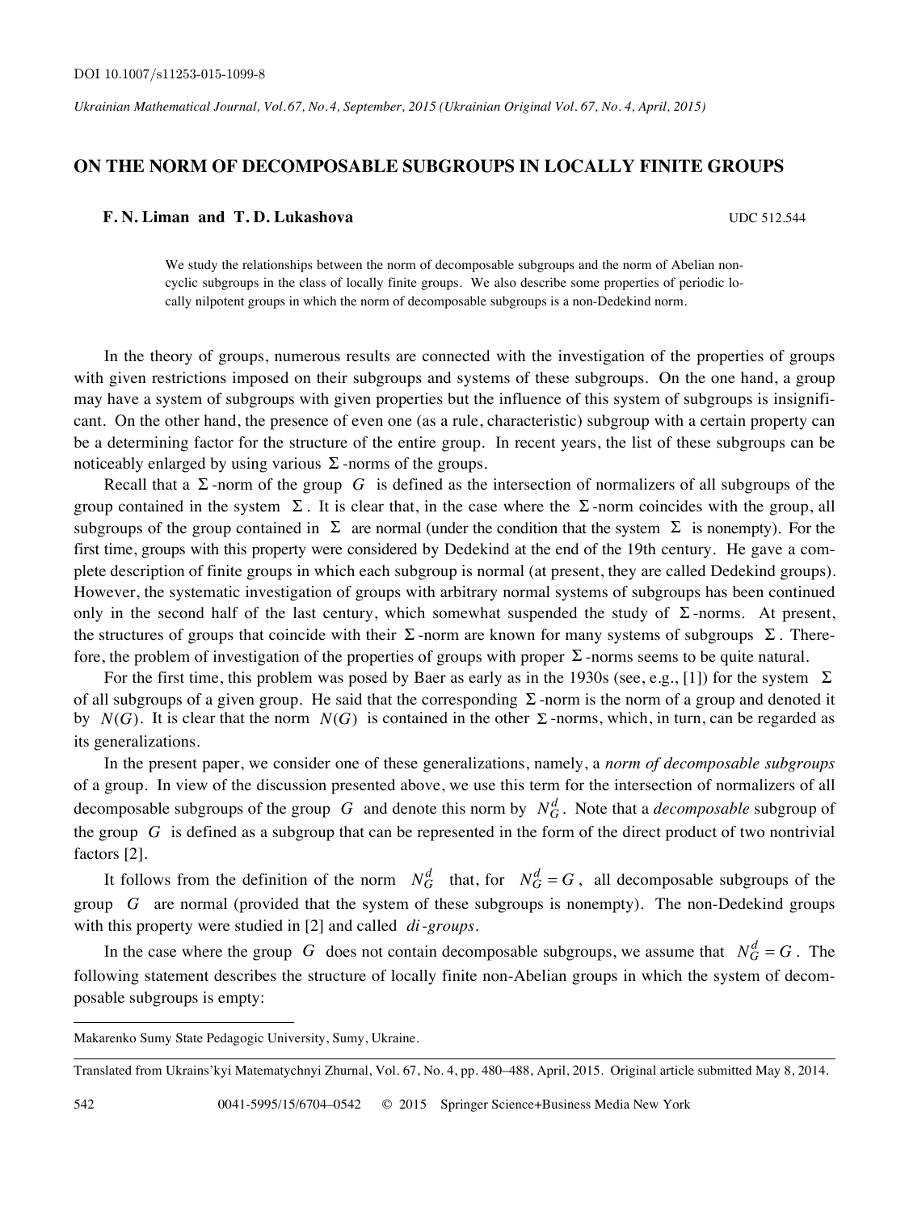DOI 10.1007/s11253-015-1099-8

*Ukrainian Mathematical Journal, Vol. 67, No. 4, September, 2015 (Ukrainian Original Vol. 67, No. 4, April, 2015)*

# ON THE NORM OF DECOMPOSABLE SUBGROUPS IN LOCALLY FINITE GROUPS

**F. N. Liman and T. D. Lukashova** UDC 512.544

We study the relationships between the norm of decomposable subgroups and the norm of Abelian noncyclic subgroups in the class of locally finite groups. We also describe some properties of periodic locally nilpotent groups in which the norm of decomposable subgroups is a non-Dedekind norm.

In the theory of groups, numerous results are connected with the investigation of the properties of groups with given restrictions imposed on their subgroups and systems of these subgroups. On the one hand, a group may have a system of subgroups with given properties but the influence of this system of subgroups is insignificant. On the other hand, the presence of even one (as a rule, characteristic) subgroup with a certain property can be a determining factor for the structure of the entire group. In recent years, the list of these subgroups can be noticeably enlarged by using various $\Sigma$-norms of the groups.

Recall that a $\Sigma$-norm of the group $G$ is defined as the intersection of normalizers of all subgroups of the group contained in the system $\Sigma$. It is clear that, in the case where the $\Sigma$-norm coincides with the group, all subgroups of the group contained in $\Sigma$ are normal (under the condition that the system $\Sigma$ is nonempty). For the first time, groups with this property were considered by Dedekind at the end of the 19th century. He gave a complete description of finite groups in which each subgroup is normal (at present, they are called Dedekind groups). However, the systematic investigation of groups with arbitrary normal systems of subgroups has been continued only in the second half of the last century, which somewhat suspended the study of $\Sigma$-norms. At present, the structures of groups that coincide with their $\Sigma$-norm are known for many systems of subgroups $\Sigma$. Therefore, the problem of investigation of the properties of groups with proper $\Sigma$-norms seems to be quite natural.

For the first time, this problem was posed by Baer as early as in the 1930s (see, e.g., [1]) for the system $\Sigma$ of all subgroups of a given group. He said that the corresponding $\Sigma$-norm is the norm of a group and denoted it by $N(G)$. It is clear that the norm $N(G)$ is contained in the other $\Sigma$-norms, which, in turn, can be regarded as its generalizations.

In the present paper, we consider one of these generalizations, namely, a *norm of decomposable subgroups* of a group. In view of the discussion presented above, we use this term for the intersection of normalizers of all decomposable subgroups of the group $G$ and denote this norm by $N_G^d$. Note that a *decomposable* subgroup of the group $G$ is defined as a subgroup that can be represented in the form of the direct product of two nontrivial factors [2].

It follows from the definition of the norm $N_G^d$ that, for $N_G^d = G$, all decomposable subgroups of the group $G$ are normal (provided that the system of these subgroups is nonempty). The non-Dedekind groups with this property were studied in [2] and called *di-groups*.

In the case where the group $G$ does not contain decomposable subgroups, we assume that $N_G^d = G$. The following statement describes the structure of locally finite non-Abelian groups in which the system of decomposable subgroups is empty:

---

Makarenko Sumy State Pedagogic University, Sumy, Ukraine.

Translated from Ukrains'kyi Matematychnyi Zhurnal, Vol. 67, No. 4, pp. 480–488, April, 2015. Original article submitted May 8, 2014.

0041-5995/15/6704–0542 © 2015 Springer Science+Business Media New York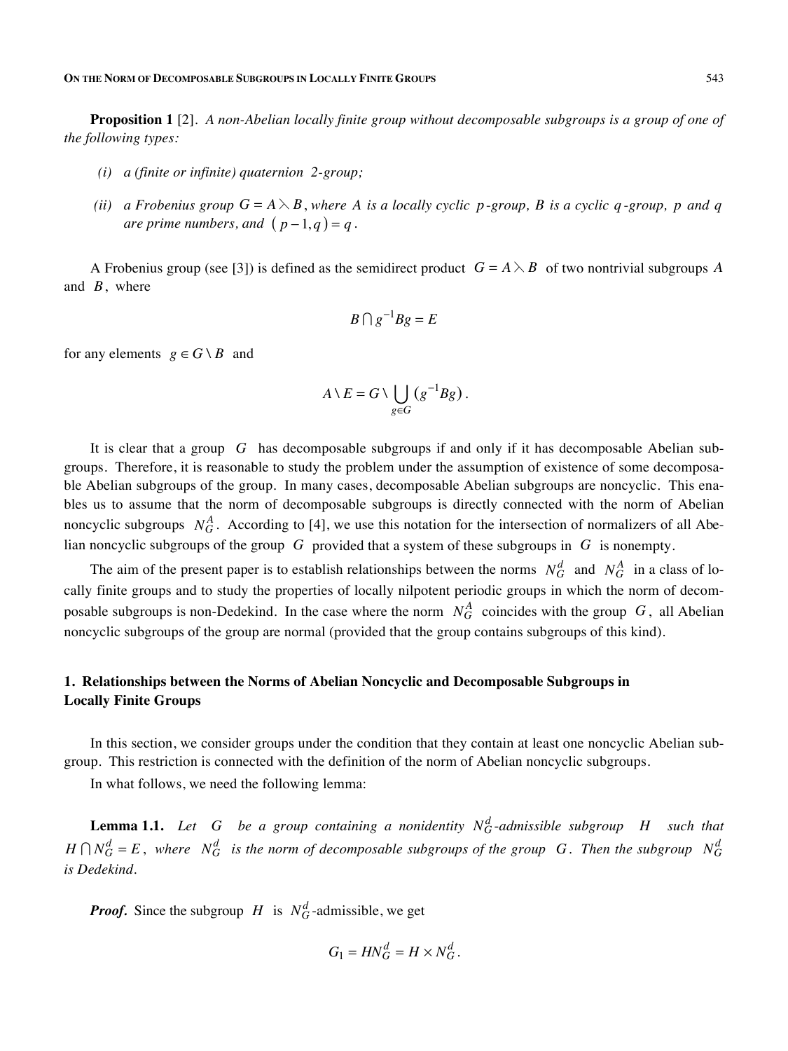**Proposition 1** [2]. *A non-Abelian locally finite group without decomposable subgroups is a group of one of the following types:*

*(i) a (finite or infinite) quaternion 2-group;*

*(ii) a Frobenius group $G = A \rtimes B$, where $A$ is a locally cyclic $p$-group, $B$ is a cyclic $q$-group, $p$ and $q$ are prime numbers, and $(p-1, q) = q$.*

A Frobenius group (see [3]) is defined as the semidirect product $G = A \rtimes B$ of two nontrivial subgroups $A$ and $B$, where

$$B \cap g^{-1}Bg = E$$

for any elements $g \in G \setminus B$ and

$$A \setminus E = G \setminus \bigcup_{g \in G} (g^{-1}Bg).$$

It is clear that a group $G$ has decomposable subgroups if and only if it has decomposable Abelian subgroups. Therefore, it is reasonable to study the problem under the assumption of existence of some decomposable Abelian subgroups of the group. In many cases, decomposable Abelian subgroups are noncyclic. This enables us to assume that the norm of decomposable subgroups is directly connected with the norm of Abelian noncyclic subgroups $N_G^A$. According to [4], we use this notation for the intersection of normalizers of all Abelian noncyclic subgroups of the group $G$ provided that a system of these subgroups in $G$ is nonempty.

The aim of the present paper is to establish relationships between the norms $N_G^d$ and $N_G^A$ in a class of locally finite groups and to study the properties of locally nilpotent periodic groups in which the norm of decomposable subgroups is non-Dedekind. In the case where the norm $N_G^A$ coincides with the group $G$, all Abelian noncyclic subgroups of the group are normal (provided that the group contains subgroups of this kind).

## 1. Relationships between the Norms of Abelian Noncyclic and Decomposable Subgroups in Locally Finite Groups

In this section, we consider groups under the condition that they contain at least one noncyclic Abelian subgroup. This restriction is connected with the definition of the norm of Abelian noncyclic subgroups.

In what follows, we need the following lemma:

**Lemma 1.1.** *Let $G$ be a group containing a nonidentity $N_G^d$-admissible subgroup $H$ such that $H \cap N_G^d = E$, where $N_G^d$ is the norm of decomposable subgroups of the group $G$. Then the subgroup $N_G^d$ is Dedekind.*

***Proof.*** Since the subgroup $H$ is $N_G^d$-admissible, we get

$$G_1 = HN_G^d = H \times N_G^d.$$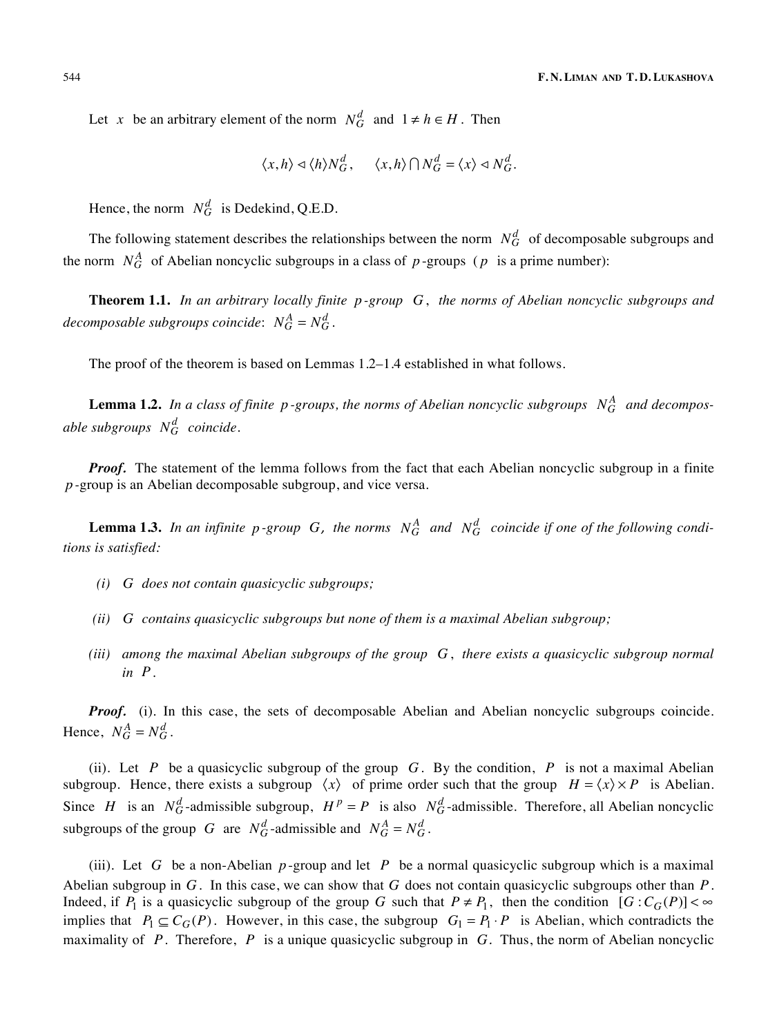Let $x$ be an arbitrary element of the norm $N_G^d$ and $1 \neq h \in H$. Then

$$\langle x, h \rangle \lhd \langle h \rangle N_G^d, \qquad \langle x, h \rangle \bigcap N_G^d = \langle x \rangle \lhd N_G^d.$$

Hence, the norm $N_G^d$ is Dedekind, Q.E.D.

The following statement describes the relationships between the norm $N_G^d$ of decomposable subgroups and the norm $N_G^A$ of Abelian noncyclic subgroups in a class of $p$-groups ($p$ is a prime number):

**Theorem 1.1.** *In an arbitrary locally finite $p$-group $G$, the norms of Abelian noncyclic subgroups and decomposable subgroups coincide*: $N_G^A = N_G^d$.

The proof of the theorem is based on Lemmas 1.2–1.4 established in what follows.

**Lemma 1.2.** *In a class of finite $p$-groups, the norms of Abelian noncyclic subgroups $N_G^A$ and decomposable subgroups $N_G^d$ coincide.*

***Proof.*** The statement of the lemma follows from the fact that each Abelian noncyclic subgroup in a finite $p$-group is an Abelian decomposable subgroup, and vice versa.

**Lemma 1.3.** *In an infinite $p$-group $G$, the norms $N_G^A$ and $N_G^d$ coincide if one of the following conditions is satisfied:*

*(i) $G$ does not contain quasicyclic subgroups;*

*(ii) $G$ contains quasicyclic subgroups but none of them is a maximal Abelian subgroup;*

*(iii) among the maximal Abelian subgroups of the group $G$, there exists a quasicyclic subgroup normal in $P$.*

***Proof.*** (i). In this case, the sets of decomposable Abelian and Abelian noncyclic subgroups coincide. Hence, $N_G^A = N_G^d$.

(ii). Let $P$ be a quasicyclic subgroup of the group $G$. By the condition, $P$ is not a maximal Abelian subgroup. Hence, there exists a subgroup $\langle x \rangle$ of prime order such that the group $H = \langle x \rangle \times P$ is Abelian. Since $H$ is an $N_G^d$-admissible subgroup, $H^p = P$ is also $N_G^d$-admissible. Therefore, all Abelian noncyclic subgroups of the group $G$ are $N_G^d$-admissible and $N_G^A = N_G^d$.

(iii). Let $G$ be a non-Abelian $p$-group and let $P$ be a normal quasicyclic subgroup which is a maximal Abelian subgroup in $G$. In this case, we can show that $G$ does not contain quasicyclic subgroups other than $P$. Indeed, if $P_1$ is a quasicyclic subgroup of the group $G$ such that $P \neq P_1$, then the condition $[G : C_G(P)] < \infty$ implies that $P_1 \subseteq C_G(P)$. However, in this case, the subgroup $G_1 = P_1 \cdot P$ is Abelian, which contradicts the maximality of $P$. Therefore, $P$ is a unique quasicyclic subgroup in $G$. Thus, the norm of Abelian noncyclic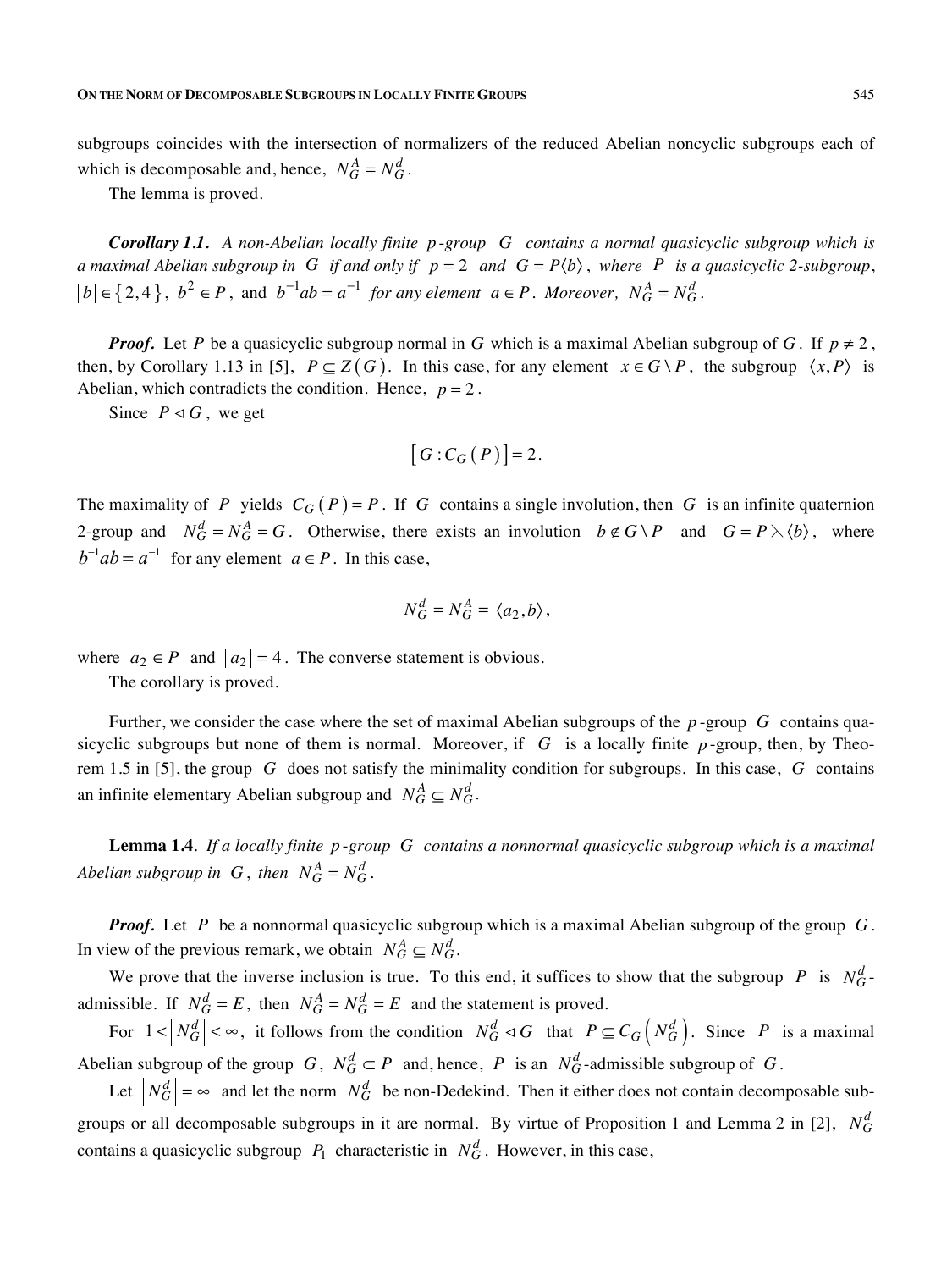subgroups coincides with the intersection of normalizers of the reduced Abelian noncyclic subgroups each of which is decomposable and, hence, $N_G^A = N_G^d$.

The lemma is proved.

***Corollary 1.1.*** *A non-Abelian locally finite $p$-group $G$ contains a normal quasicyclic subgroup which is a maximal Abelian subgroup in $G$ if and only if $p = 2$ and $G = P\langle b\rangle$, where $P$ is a quasicyclic 2-subgroup, $|b| \in \{2, 4\}$, $b^2 \in P$,* and *$b^{-1}ab = a^{-1}$ for any element $a \in P$. Moreover, $N_G^A = N_G^d$.*

***Proof.*** Let $P$ be a quasicyclic subgroup normal in $G$ which is a maximal Abelian subgroup of $G$. If $p \neq 2$, then, by Corollary 1.13 in [5], $P \subseteq Z(G)$. In this case, for any element $x \in G \setminus P$, the subgroup $\langle x, P\rangle$ is Abelian, which contradicts the condition. Hence, $p = 2$.

Since $P \lhd G$, we get

$$[G : C_G(P)] = 2.$$

The maximality of $P$ yields $C_G(P) = P$. If $G$ contains a single involution, then $G$ is an infinite quaternion 2-group and $N_G^d = N_G^A = G$. Otherwise, there exists an involution $b \notin G \setminus P$ and $G = P \leftthreetimes \langle b\rangle$, where $b^{-1}ab = a^{-1}$ for any element $a \in P$. In this case,

$$N_G^d = N_G^A = \langle a_2, b\rangle,$$

where $a_2 \in P$ and $|a_2| = 4$. The converse statement is obvious.

The corollary is proved.

Further, we consider the case where the set of maximal Abelian subgroups of the $p$-group $G$ contains quasicyclic subgroups but none of them is normal. Moreover, if $G$ is a locally finite $p$-group, then, by Theorem 1.5 in [5], the group $G$ does not satisfy the minimality condition for subgroups. In this case, $G$ contains an infinite elementary Abelian subgroup and $N_G^A \subseteq N_G^d$.

**Lemma 1.4**. *If a locally finite $p$-group $G$ contains a nonnormal quasicyclic subgroup which is a maximal Abelian subgroup in $G$, then $N_G^A = N_G^d$.*

***Proof.*** Let $P$ be a nonnormal quasicyclic subgroup which is a maximal Abelian subgroup of the group $G$. In view of the previous remark, we obtain $N_G^A \subseteq N_G^d$.

We prove that the inverse inclusion is true. To this end, it suffices to show that the subgroup $P$ is $N_G^d$-admissible. If $N_G^d = E$, then $N_G^A = N_G^d = E$ and the statement is proved.

For $1 < \left|N_G^d\right| < \infty$, it follows from the condition $N_G^d \lhd G$ that $P \subseteq C_G\left(N_G^d\right)$. Since $P$ is a maximal Abelian subgroup of the group $G$, $N_G^d \subset P$ and, hence, $P$ is an $N_G^d$-admissible subgroup of $G$.

Let $\left|N_G^d\right| = \infty$ and let the norm $N_G^d$ be non-Dedekind. Then it either does not contain decomposable subgroups or all decomposable subgroups in it are normal. By virtue of Proposition 1 and Lemma 2 in [2], $N_G^d$ contains a quasicyclic subgroup $P_1$ characteristic in $N_G^d$. However, in this case,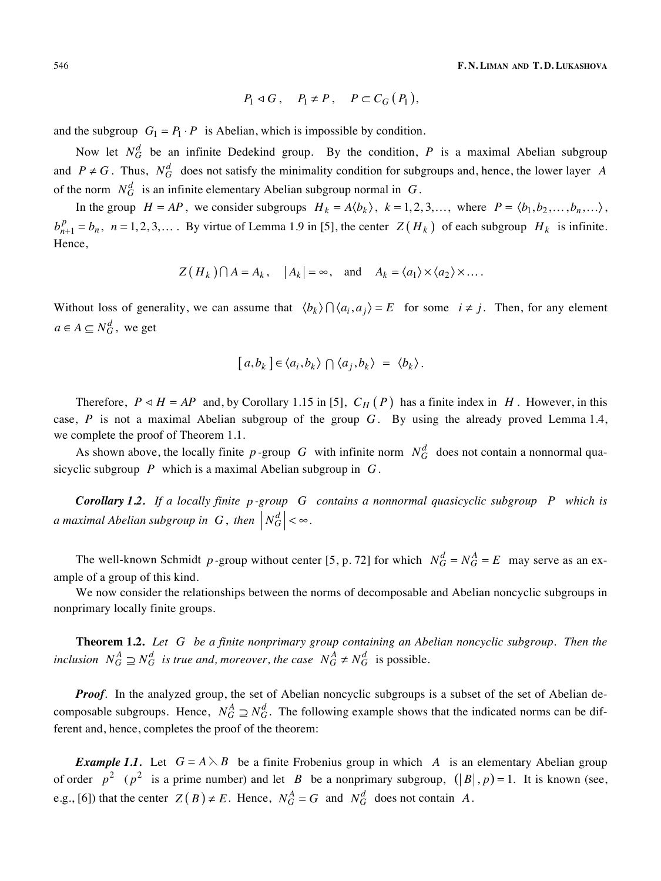$$P_1 \lhd G, \quad P_1 \neq P, \quad P \subset C_G(P_1),$$

and the subgroup $G_1 = P_1 \cdot P$ is Abelian, which is impossible by condition.

Now let $N_G^d$ be an infinite Dedekind group. By the condition, $P$ is a maximal Abelian subgroup and $P \neq G$. Thus, $N_G^d$ does not satisfy the minimality condition for subgroups and, hence, the lower layer $A$ of the norm $N_G^d$ is an infinite elementary Abelian subgroup normal in $G$.

In the group $H = AP$, we consider subgroups $H_k = A\langle b_k \rangle$, $k = 1, 2, 3, \ldots$, where $P = \langle b_1, b_2, \ldots, b_n, \ldots \rangle$, $b_{n+1}^p = b_n$, $n = 1, 2, 3, \ldots$. By virtue of Lemma 1.9 in [5], the center $Z(H_k)$ of each subgroup $H_k$ is infinite. Hence,

$$Z(H_k) \bigcap A = A_k, \quad |A_k| = \infty, \quad \text{and} \quad A_k = \langle a_1 \rangle \times \langle a_2 \rangle \times \ldots.$$

Without loss of generality, we can assume that $\langle b_k \rangle \bigcap \langle a_i, a_j \rangle = E$ for some $i \neq j$. Then, for any element $a \in A \subseteq N_G^d$, we get

$$[a, b_k] \in \langle a_i, b_k \rangle \bigcap \langle a_j, b_k \rangle = \langle b_k \rangle.$$

Therefore, $P \lhd H = AP$ and, by Corollary 1.15 in [5], $C_H(P)$ has a finite index in $H$. However, in this case, $P$ is not a maximal Abelian subgroup of the group $G$. By using the already proved Lemma 1.4, we complete the proof of Theorem 1.1.

As shown above, the locally finite $p$-group $G$ with infinite norm $N_G^d$ does not contain a nonnormal quasicyclic subgroup $P$ which is a maximal Abelian subgroup in $G$.

***Corollary 1.2.*** *If a locally finite $p$-group $G$ contains a nonnormal quasicyclic subgroup $P$ which is a maximal Abelian subgroup in $G$, then $\left| N_G^d \right| < \infty$.*

The well-known Schmidt $p$-group without center [5, p. 72] for which $N_G^d = N_G^A = E$ may serve as an example of a group of this kind.

We now consider the relationships between the norms of decomposable and Abelian noncyclic subgroups in nonprimary locally finite groups.

**Theorem 1.2.** *Let $G$ be a finite nonprimary group containing an Abelian noncyclic subgroup. Then the inclusion $N_G^A \supseteq N_G^d$ is true and, moreover, the case $N_G^A \neq N_G^d$ is possible.*

***Proof.*** In the analyzed group, the set of Abelian noncyclic subgroups is a subset of the set of Abelian decomposable subgroups. Hence, $N_G^A \supseteq N_G^d$. The following example shows that the indicated norms can be different and, hence, completes the proof of the theorem:

***Example 1.1.*** Let $G = A \leftthreetimes B$ be a finite Frobenius group in which $A$ is an elementary Abelian group of order $p^2$ ($p^2$ is a prime number) and let $B$ be a nonprimary subgroup, $(|B|, p) = 1$. It is known (see, e.g., [6]) that the center $Z(B) \neq E$. Hence, $N_G^A = G$ and $N_G^d$ does not contain $A$.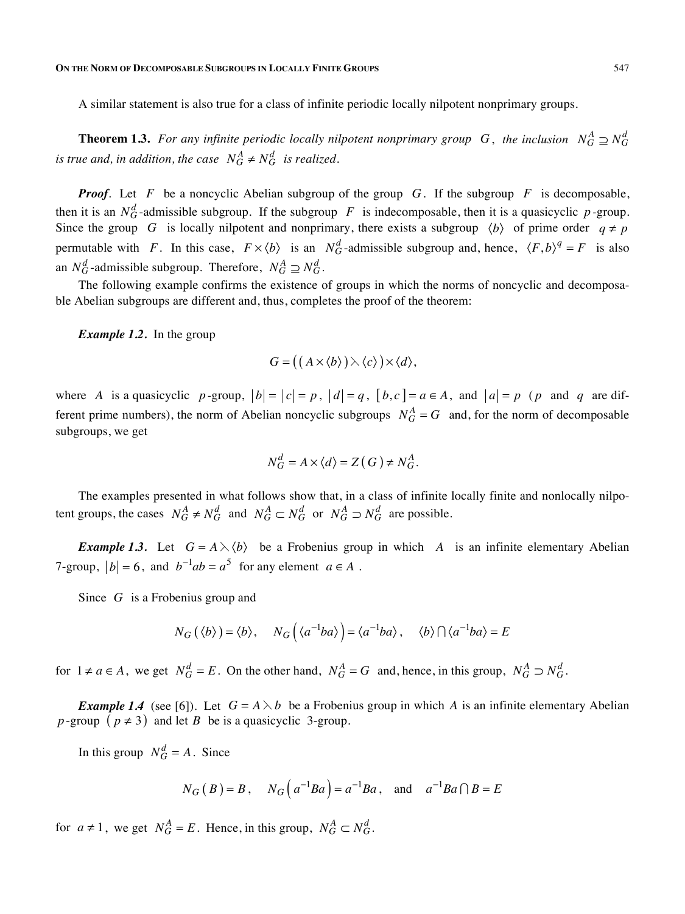A similar statement is also true for a class of infinite periodic locally nilpotent nonprimary groups.

**Theorem 1.3.** *For any infinite periodic locally nilpotent nonprimary group* $G$, *the inclusion* $N_G^A \supseteq N_G^d$ *is true and, in addition, the case* $N_G^A \neq N_G^d$ *is realized.*

***Proof.*** Let $F$ be a noncyclic Abelian subgroup of the group $G$. If the subgroup $F$ is decomposable, then it is an $N_G^d$-admissible subgroup. If the subgroup $F$ is indecomposable, then it is a quasicyclic $p$-group. Since the group $G$ is locally nilpotent and nonprimary, there exists a subgroup $\langle b \rangle$ of prime order $q \neq p$ permutable with $F$. In this case, $F \times \langle b \rangle$ is an $N_G^d$-admissible subgroup and, hence, $\langle F, b \rangle^q = F$ is also an $N_G^d$-admissible subgroup. Therefore, $N_G^A \supseteq N_G^d$.

The following example confirms the existence of groups in which the norms of noncyclic and decomposable Abelian subgroups are different and, thus, completes the proof of the theorem:

***Example 1.2.*** In the group

$$G = \big( ( A \times \langle b \rangle ) \leftthreetimes \langle c \rangle \big) \times \langle d \rangle,$$

where $A$ is a quasicyclic $p$-group, $|b| = |c| = p$, $|d| = q$, $[b, c] = a \in A$, and $|a| = p$ ($p$ and $q$ are different prime numbers), the norm of Abelian noncyclic subgroups $N_G^A = G$ and, for the norm of decomposable subgroups, we get

$$N_G^d = A \times \langle d \rangle = Z(G) \neq N_G^A.$$

The examples presented in what follows show that, in a class of infinite locally finite and nonlocally nilpotent groups, the cases $N_G^A \neq N_G^d$ and $N_G^A \subset N_G^d$ or $N_G^A \supset N_G^d$ are possible.

***Example 1.3.*** Let $G = A \leftthreetimes \langle b \rangle$ be a Frobenius group in which $A$ is an infinite elementary Abelian 7-group, $|b| = 6$, and $b^{-1}ab = a^5$ for any element $a \in A$.

Since $G$ is a Frobenius group and

$$N_G(\langle b \rangle) = \langle b \rangle, \quad N_G\left(\langle a^{-1}ba \rangle\right) = \langle a^{-1}ba \rangle, \quad \langle b \rangle \bigcap \langle a^{-1}ba \rangle = E$$

for $1 \neq a \in A$, we get $N_G^d = E$. On the other hand, $N_G^A = G$ and, hence, in this group, $N_G^A \supset N_G^d$.

***Example 1.4*** (see [6]). Let $G = A \leftthreetimes b$ be a Frobenius group in which $A$ is an infinite elementary Abelian $p$-group $(p \neq 3)$ and let $B$ be is a quasicyclic 3-group.

In this group $N_G^d = A$. Since

$$N_G(B) = B, \quad N_G\left(a^{-1}Ba\right) = a^{-1}Ba, \quad \text{and} \quad a^{-1}Ba \bigcap B = E$$

for $a \neq 1$, we get $N_G^A = E$. Hence, in this group, $N_G^A \subset N_G^d$.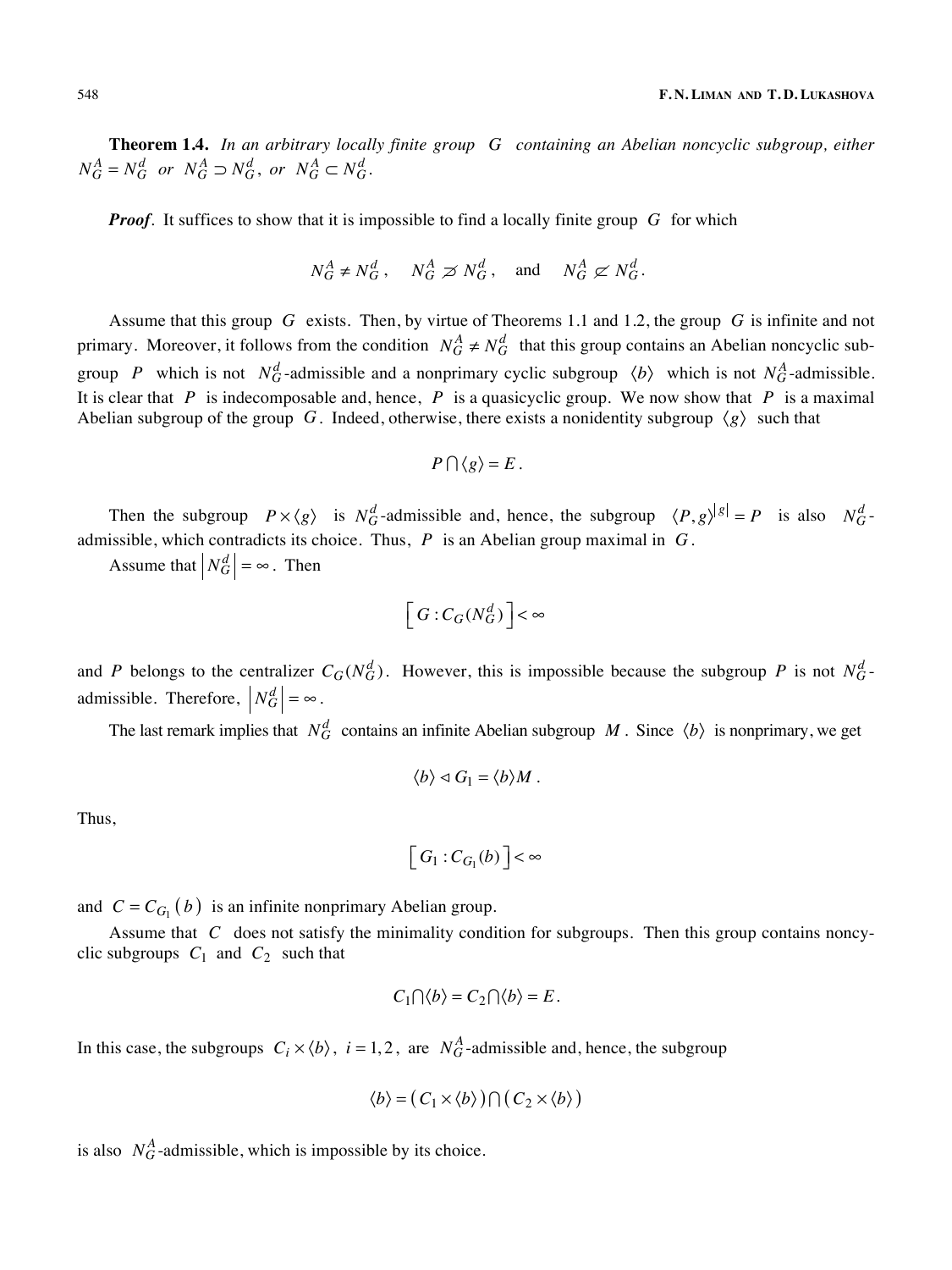**Theorem 1.4.** *In an arbitrary locally finite group* $G$ *containing an Abelian noncyclic subgroup, either* $N_G^A = N_G^d$ *or* $N_G^A \supset N_G^d$, *or* $N_G^A \subset N_G^d$.

***Proof.*** It suffices to show that it is impossible to find a locally finite group $G$ for which

$$N_G^A \neq N_G^d, \quad N_G^A \not\supset N_G^d, \quad \text{and} \quad N_G^A \not\subset N_G^d.$$

Assume that this group $G$ exists. Then, by virtue of Theorems 1.1 and 1.2, the group $G$ is infinite and not primary. Moreover, it follows from the condition $N_G^A \neq N_G^d$ that this group contains an Abelian noncyclic subgroup $P$ which is not $N_G^d$-admissible and a nonprimary cyclic subgroup $\langle b \rangle$ which is not $N_G^A$-admissible. It is clear that $P$ is indecomposable and, hence, $P$ is a quasicyclic group. We now show that $P$ is a maximal Abelian subgroup of the group $G$. Indeed, otherwise, there exists a nonidentity subgroup $\langle g \rangle$ such that

$$P \bigcap \langle g \rangle = E.$$

Then the subgroup $P \times \langle g \rangle$ is $N_G^d$-admissible and, hence, the subgroup $\langle P, g \rangle^{|g|} = P$ is also $N_G^d$-admissible, which contradicts its choice. Thus, $P$ is an Abelian group maximal in $G$.

Assume that $\left| N_G^d \right| = \infty$. Then

$$\left[ G : C_G(N_G^d) \right] < \infty$$

and $P$ belongs to the centralizer $C_G(N_G^d)$. However, this is impossible because the subgroup $P$ is not $N_G^d$-admissible. Therefore, $\left| N_G^d \right| = \infty$.

The last remark implies that $N_G^d$ contains an infinite Abelian subgroup $M$. Since $\langle b \rangle$ is nonprimary, we get

$$\langle b \rangle \lhd G_1 = \langle b \rangle M .$$

Thus,

$$\left[ G_1 : C_{G_1}(b) \right] < \infty$$

and $C = C_{G_1}\left( b \right)$ is an infinite nonprimary Abelian group.

Assume that $C$ does not satisfy the minimality condition for subgroups. Then this group contains noncyclic subgroups $C_1$ and $C_2$ such that

$$C_1 \bigcap \langle b \rangle = C_2 \bigcap \langle b \rangle = E.$$

In this case, the subgroups $C_i \times \langle b \rangle$, $i = 1, 2$, are $N_G^A$-admissible and, hence, the subgroup

$$\langle b \rangle = \left( C_1 \times \langle b \rangle \right) \bigcap \left( C_2 \times \langle b \rangle \right)$$

is also $N_G^A$-admissible, which is impossible by its choice.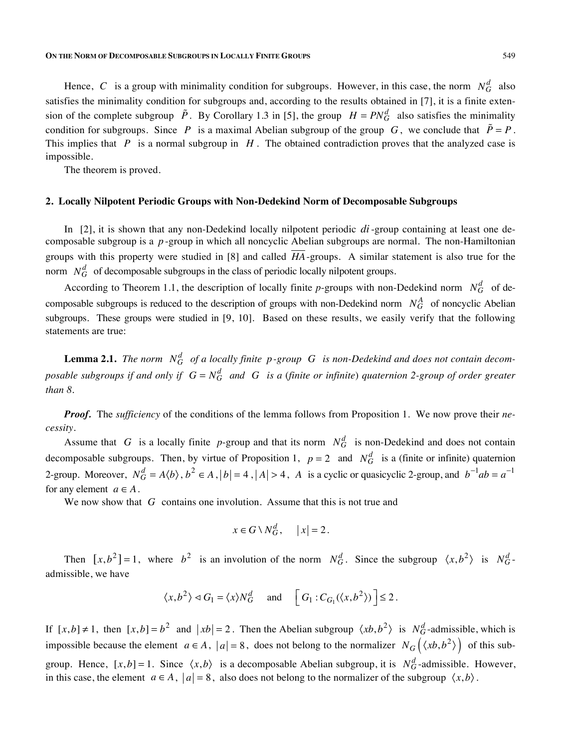Hence, $C$ is a group with minimality condition for subgroups. However, in this case, the norm $N_G^d$ also satisfies the minimality condition for subgroups and, according to the results obtained in [7], it is a finite extension of the complete subgroup $\tilde{P}$. By Corollary 1.3 in [5], the group $H = PN_G^d$ also satisfies the minimality condition for subgroups. Since $P$ is a maximal Abelian subgroup of the group $G$, we conclude that $\tilde{P} = P$. This implies that $P$ is a normal subgroup in $H$. The obtained contradiction proves that the analyzed case is impossible.

The theorem is proved.

## 2. Locally Nilpotent Periodic Groups with Non-Dedekind Norm of Decomposable Subgroups

In [2], it is shown that any non-Dedekind locally nilpotent periodic $di$-group containing at least one decomposable subgroup is a $p$-group in which all noncyclic Abelian subgroups are normal. The non-Hamiltonian groups with this property were studied in [8] and called $\overline{HA}$-groups. A similar statement is also true for the norm $N_G^d$ of decomposable subgroups in the class of periodic locally nilpotent groups.

According to Theorem 1.1, the description of locally finite *p*-groups with non-Dedekind norm $N_G^d$ of decomposable subgroups is reduced to the description of groups with non-Dedekind norm $N_G^A$ of noncyclic Abelian subgroups. These groups were studied in [9, 10]. Based on these results, we easily verify that the following statements are true:

**Lemma 2.1.** *The norm* $N_G^d$ *of a locally finite* $p$-*group* $G$ *is non-Dedekind and does not contain decomposable subgroups if and only if* $G = N_G^d$ *and* $G$ *is a* (*finite or infinite*) *quaternion 2-group of order greater than 8.*

***Proof.*** The *sufficiency* of the conditions of the lemma follows from Proposition 1. We now prove their *necessity*.

Assume that $G$ is a locally finite *p*-group and that its norm $N_G^d$ is non-Dedekind and does not contain decomposable subgroups. Then, by virtue of Proposition 1, $p = 2$ and $N_G^d$ is a (finite or infinite) quaternion 2-group. Moreover, $N_G^d = A\langle b\rangle$, $b^2 \in A$, $|b| = 4$, $|A| > 4$, $A$ is a cyclic or quasicyclic 2-group, and $b^{-1}ab = a^{-1}$ for any element $a \in A$.

We now show that $G$ contains one involution. Assume that this is not true and

$$x \in G \setminus N_G^d, \quad |x| = 2.$$

Then $[x, b^2] = 1$, where $b^2$ is an involution of the norm $N_G^d$. Since the subgroup $\langle x, b^2\rangle$ is $N_G^d$-admissible, we have

$$\langle x, b^2\rangle \lhd G_1 = \langle x\rangle N_G^d \quad \text{and} \quad \left[G_1 : C_{G_1}(\langle x, b^2\rangle)\right] \le 2.$$

If $[x, b] \neq 1$, then $[x, b] = b^2$ and $|xb| = 2$. Then the Abelian subgroup $\langle xb, b^2\rangle$ is $N_G^d$-admissible, which is impossible because the element $a \in A$, $|a| = 8$, does not belong to the normalizer $N_G\left(\langle xb, b^2\rangle\right)$ of this subgroup. Hence, $[x, b] = 1$. Since $\langle x, b\rangle$ is a decomposable Abelian subgroup, it is $N_G^d$-admissible. However, in this case, the element $a \in A$, $|a| = 8$, also does not belong to the normalizer of the subgroup $\langle x, b\rangle$.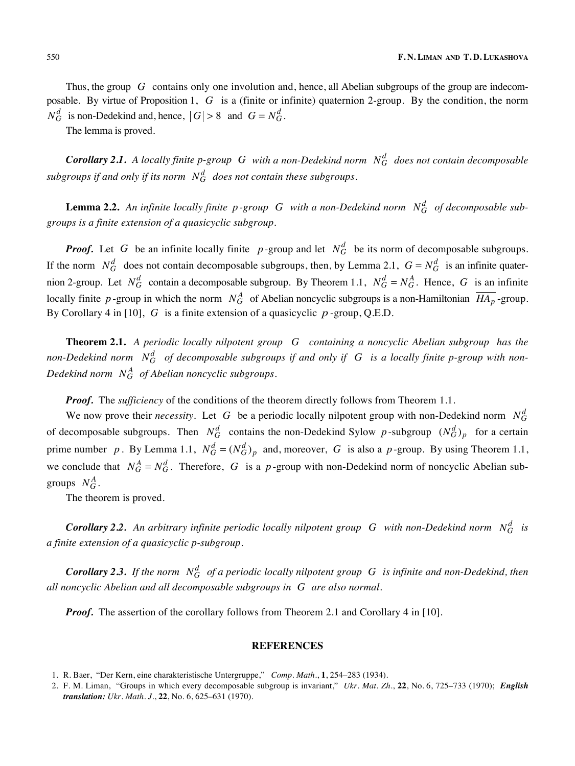Thus, the group $G$ contains only one involution and, hence, all Abelian subgroups of the group are indecomposable. By virtue of Proposition 1, $G$ is a (finite or infinite) quaternion 2-group. By the condition, the norm $N_G^d$ is non-Dedekind and, hence, $|G| > 8$ and $G = N_G^d$.

The lemma is proved.

***Corollary 2.1.*** *A locally finite p-group $G$ with a non-Dedekind norm $N_G^d$ does not contain decomposable subgroups if and only if its norm $N_G^d$ does not contain these subgroups.*

**Lemma 2.2.** *An infinite locally finite $p$-group $G$ with a non-Dedekind norm $N_G^d$ of decomposable subgroups is a finite extension of a quasicyclic subgroup.*

***Proof.*** Let $G$ be an infinite locally finite $p$-group and let $N_G^d$ be its norm of decomposable subgroups. If the norm $N_G^d$ does not contain decomposable subgroups, then, by Lemma 2.1, $G = N_G^d$ is an infinite quaternion 2-group. Let $N_G^d$ contain a decomposable subgroup. By Theorem 1.1, $N_G^d = N_G^A$. Hence, $G$ is an infinite locally finite $p$-group in which the norm $N_G^A$ of Abelian noncyclic subgroups is a non-Hamiltonian $\overline{HA_p}$-group. By Corollary 4 in [10], $G$ is a finite extension of a quasicyclic $p$-group, Q.E.D.

**Theorem 2.1.** *A periodic locally nilpotent group $G$ containing a noncyclic Abelian subgroup has the non-Dedekind norm $N_G^d$ of decomposable subgroups if and only if $G$ is a locally finite p-group with non-Dedekind norm $N_G^A$ of Abelian noncyclic subgroups.*

***Proof.*** The *sufficiency* of the conditions of the theorem directly follows from Theorem 1.1.

We now prove their *necessity*. Let $G$ be a periodic locally nilpotent group with non-Dedekind norm $N_G^d$ of decomposable subgroups. Then $N_G^d$ contains the non-Dedekind Sylow $p$-subgroup $(N_G^d)_p$ for a certain prime number $p$. By Lemma 1.1, $N_G^d = (N_G^d)_p$ and, moreover, $G$ is also a $p$-group. By using Theorem 1.1, we conclude that $N_G^A = N_G^d$. Therefore, $G$ is a $p$-group with non-Dedekind norm of noncyclic Abelian subgroups $N_G^A$.

The theorem is proved.

***Corollary 2.2.*** *An arbitrary infinite periodic locally nilpotent group $G$ with non-Dedekind norm $N_G^d$ is a finite extension of a quasicyclic p-subgroup.*

***Corollary 2.3.*** *If the norm $N_G^d$ of a periodic locally nilpotent group $G$ is infinite and non-Dedekind, then all noncyclic Abelian and all decomposable subgroups in $G$ are also normal.*

***Proof.*** The assertion of the corollary follows from Theorem 2.1 and Corollary 4 in [10].

## REFERENCES

1. R. Baer, "Der Kern, eine charakteristische Untergruppe," *Comp. Math.*, **1**, 254–283 (1934).
2. F. M. Liman, "Groups in which every decomposable subgroup is invariant," *Ukr. Mat. Zh.*, **22**, No. 6, 725–733 (1970); ***English translation:*** *Ukr. Math. J.*, **22**, No. 6, 625–631 (1970).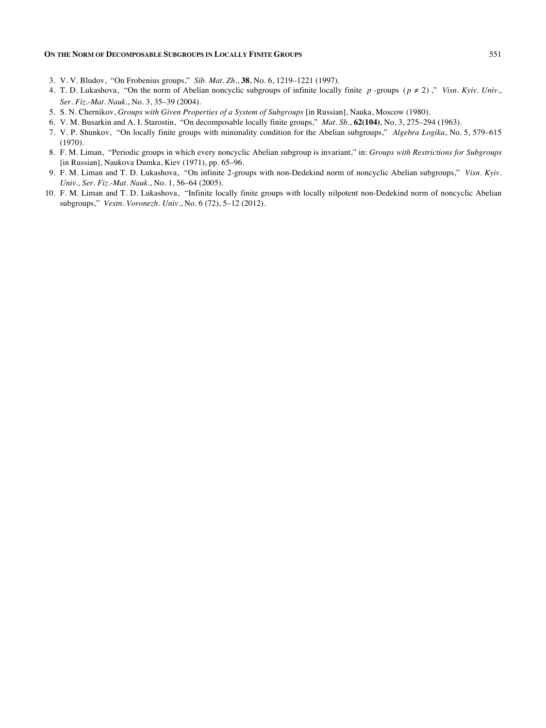3. V. V. Bludov, "On Frobenius groups," *Sib. Mat. Zh.*, **38**, No. 6, 1219–1221 (1997).
4. T. D. Lukashova, "On the norm of Abelian noncyclic subgroups of infinite locally finite $p$-groups ($p \neq 2$)," *Visn. Kyiv. Univ., Ser. Fiz.-Mat. Nauk.*, No. 3, 35–39 (2004).
5. S. N. Chernikov, *Groups with Given Properties of a System of Subgroups* [in Russian], Nauka, Moscow (1980).
6. V. M. Busarkin and A. I. Starostin, "On decomposable locally finite groups," *Mat. Sb.*, **62(104)**, No. 3, 275–294 (1963).
7. V. P. Shunkov, "On locally finite groups with minimality condition for the Abelian subgroups," *Algebra Logika*, No. 5, 579–615 (1970).
8. F. M. Liman, "Periodic groups in which every noncyclic Abelian subgroup is invariant," in: *Groups with Restrictions for Subgroups* [in Russian], Naukova Dumka, Kiev (1971), pp. 65–96.
9. F. M. Liman and T. D. Lukashova, "On infinite 2-groups with non-Dedekind norm of noncyclic Abelian subgroups," *Visn. Kyiv. Univ., Ser. Fiz.-Mat. Nauk.*, No. 1, 56–64 (2005).
10. F. M. Liman and T. D. Lukashova, "Infinite locally finite groups with locally nilpotent non-Dedekind norm of noncyclic Abelian subgroups," *Vestn. Voronezh. Univ.*, No. 6 (72), 5–12 (2012).